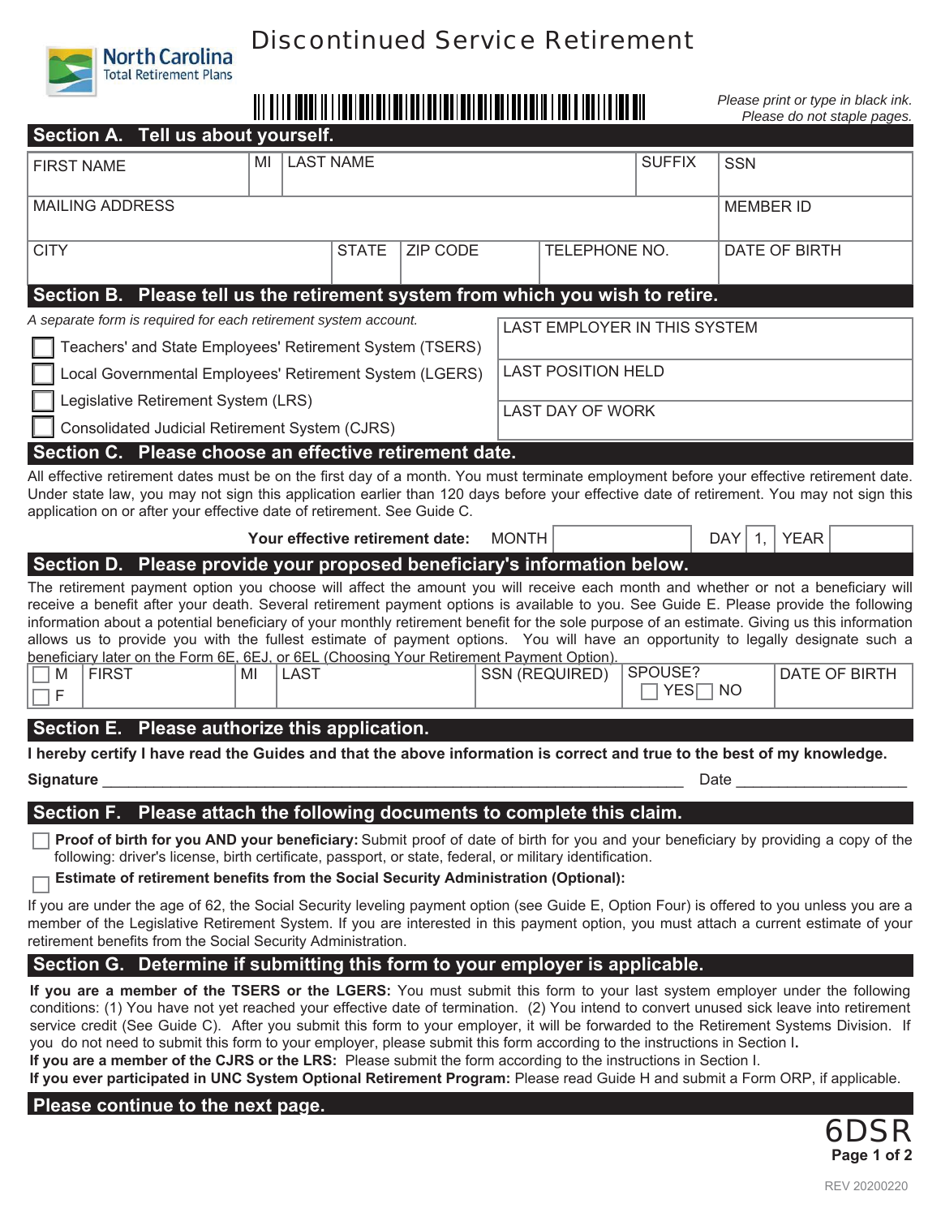North Carolina Total Retirement Plans

# Discontinued Service Retirement

*Please print or type in black ink.*
*Please do not staple pages.*

## Section A. Tell us about yourself.

| FIRST NAME | MI | LAST NAME | SUFFIX | SSN |
|---|---|---|---|---|
| MAILING ADDRESS | | | | MEMBER ID |
| CITY | STATE | ZIP CODE | TELEPHONE NO. | DATE OF BIRTH |

## Section B. Please tell us the retirement system from which you wish to retire.

*A separate form is required for each retirement system account.*

- ☐ Teachers' and State Employees' Retirement System (TSERS)
- ☐ Local Governmental Employees' Retirement System (LGERS)
- ☐ Legislative Retirement System (LRS)
- ☐ Consolidated Judicial Retirement System (CJRS)

| LAST EMPLOYER IN THIS SYSTEM |
|---|
| LAST POSITION HELD |
| LAST DAY OF WORK |

## Section C. Please choose an effective retirement date.

All effective retirement dates must be on the first day of a month. You must terminate employment before your effective retirement date. Under state law, you may not sign this application earlier than 120 days before your effective date of retirement. You may not sign this application on or after your effective date of retirement. See Guide C.

**Your effective retirement date:** MONTH ________ DAY 1, YEAR ________

## Section D. Please provide your proposed beneficiary's information below.

The retirement payment option you choose will affect the amount you will receive each month and whether or not a beneficiary will receive a benefit after your death. Several retirement payment options is available to you. See Guide E. Please provide the following information about a potential beneficiary of your monthly retirement benefit for the sole purpose of an estimate. Giving us this information allows us to provide you with the fullest estimate of payment options. You will have an opportunity to legally designate such a beneficiary later on the Form 6E, 6EJ, or 6EL (Choosing Your Retirement Payment Option).

| ☐ M ☐ F | FIRST | MI | LAST | SSN (REQUIRED) | SPOUSE? ☐ YES ☐ NO | DATE OF BIRTH |
|---|---|---|---|---|---|---|

## Section E. Please authorize this application.

**I hereby certify I have read the Guides and that the above information is correct and true to the best of my knowledge.**

**Signature** ______________________________________________ Date ____________________

## Section F. Please attach the following documents to complete this claim.

- ☐ **Proof of birth for you AND your beneficiary:** Submit proof of date of birth for you and your beneficiary by providing a copy of the following: driver's license, birth certificate, passport, or state, federal, or military identification.
- ☐ **Estimate of retirement benefits from the Social Security Administration (Optional):**

If you are under the age of 62, the Social Security leveling payment option (see Guide E, Option Four) is offered to you unless you are a member of the Legislative Retirement System. If you are interested in this payment option, you must attach a current estimate of your retirement benefits from the Social Security Administration.

## Section G. Determine if submitting this form to your employer is applicable.

**If you are a member of the TSERS or the LGERS:** You must submit this form to your last system employer under the following conditions: (1) You have not yet reached your effective date of termination. (2) You intend to convert unused sick leave into retirement service credit (See Guide C). After you submit this form to your employer, it will be forwarded to the Retirement Systems Division. If you do not need to submit this form to your employer, please submit this form according to the instructions in Section I**.**

**If you are a member of the CJRS or the LRS:** Please submit the form according to the instructions in Section I.

**If you ever participated in UNC System Optional Retirement Program:** Please read Guide H and submit a Form ORP, if applicable.

**Please continue to the next page.**

6DSR

REV 20200220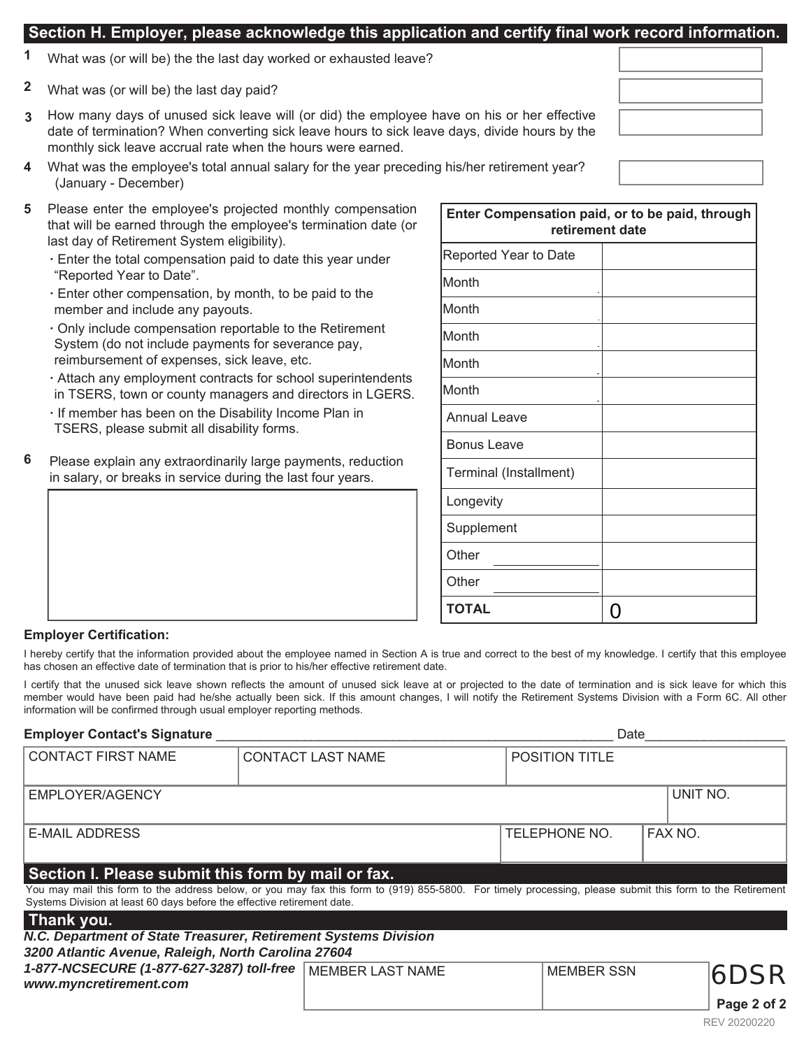## Section H. Employer, please acknowledge this application and certify final work record information.

1. What was (or will be) the the last day worked or exhausted leave?
2. What was (or will be) the last day paid?
3. How many days of unused sick leave will (or did) the employee have on his or her effective date of termination? When converting sick leave hours to sick leave days, divide hours by the monthly sick leave accrual rate when the hours were earned.
4. What was the employee's total annual salary for the year preceding his/her retirement year? (January - December)
5. Please enter the employee's projected monthly compensation that will be earned through the employee's termination date (or last day of Retirement System eligibility).
   - Enter the total compensation paid to date this year under "Reported Year to Date".
   - Enter other compensation, by month, to be paid to the member and include any payouts.
   - Only include compensation reportable to the Retirement System (do not include payments for severance pay, reimbursement of expenses, sick leave, etc.
   - Attach any employment contracts for school superintendents in TSERS, town or county managers and directors in LGERS.
   - If member has been on the Disability Income Plan in TSERS, please submit all disability forms.
6. Please explain any extraordinarily large payments, reduction in salary, or breaks in service during the last four years.

| Enter Compensation paid, or to be paid, through retirement date | |
|---|---|
| Reported Year to Date | |
| Month | |
| Month | |
| Month | |
| Month | |
| Month | |
| Annual Leave | |
| Bonus Leave | |
| Terminal (Installment) | |
| Longevity | |
| Supplement | |
| Other ______ | |
| Other ______ | |
| **TOTAL** | 0 |

**Employer Certification:**

I hereby certify that the information provided about the employee named in Section A is true and correct to the best of my knowledge. I certify that this employee has chosen an effective date of termination that is prior to his/her effective retirement date.

I certify that the unused sick leave shown reflects the amount of unused sick leave at or projected to the date of termination and is sick leave for which this member would have been paid had he/she actually been sick. If this amount changes, I will notify the Retirement Systems Division with a Form 6C. All other information will be confirmed through usual employer reporting methods.

**Employer Contact's Signature** ______________________ Date__________

| CONTACT FIRST NAME | CONTACT LAST NAME | POSITION TITLE | |
|---|---|---|---|
| EMPLOYER/AGENCY | | | UNIT NO. |
| E-MAIL ADDRESS | | TELEPHONE NO. | FAX NO. |

## Section I. Please submit this form by mail or fax.

You may mail this form to the address below, or you may fax this form to (919) 855-5800. For timely processing, please submit this form to the Retirement Systems Division at least 60 days before the effective retirement date.

## Thank you.

***N.C. Department of State Treasurer, Retirement Systems Division***
***3200 Atlantic Avenue, Raleigh, North Carolina 27604***
***1-877-NCSECURE (1-877-627-3287) toll-free***
***www.myncretirement.com***

| MEMBER LAST NAME | MEMBER SSN |
|---|---|
| | |

6DSR

REV 20200220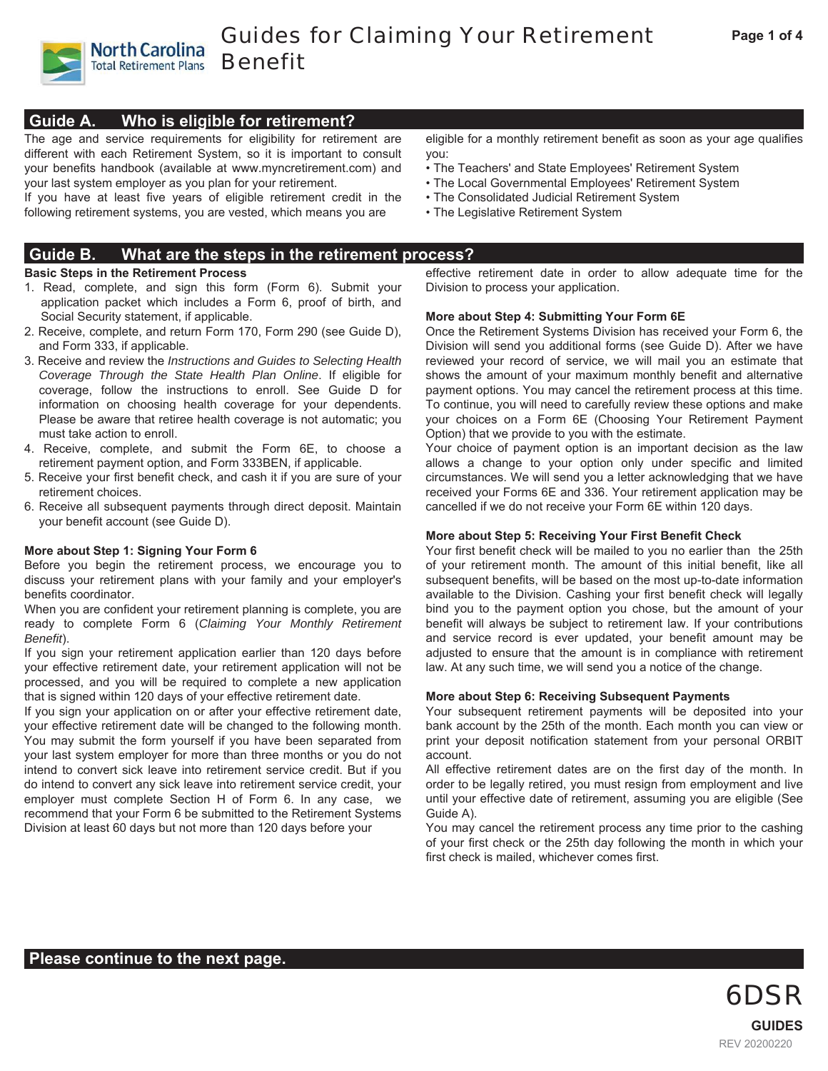# Guides for Claiming Your Retirement Benefit

## Guide A. Who is eligible for retirement?

The age and service requirements for eligibility for retirement are different with each Retirement System, so it is important to consult your benefits handbook (available at www.myncretirement.com) and your last system employer as you plan for your retirement.

If you have at least five years of eligible retirement credit in the following retirement systems, you are vested, which means you are eligible for a monthly retirement benefit as soon as your age qualifies you:

- The Teachers' and State Employees' Retirement System
- The Local Governmental Employees' Retirement System
- The Consolidated Judicial Retirement System
- The Legislative Retirement System

## Guide B. What are the steps in the retirement process?

**Basic Steps in the Retirement Process**

1. Read, complete, and sign this form (Form 6). Submit your application packet which includes a Form 6, proof of birth, and Social Security statement, if applicable.
2. Receive, complete, and return Form 170, Form 290 (see Guide D), and Form 333, if applicable.
3. Receive and review the *Instructions and Guides to Selecting Health Coverage Through the State Health Plan Online*. If eligible for coverage, follow the instructions to enroll. See Guide D for information on choosing health coverage for your dependents. Please be aware that retiree health coverage is not automatic; you must take action to enroll.
4. Receive, complete, and submit the Form 6E, to choose a retirement payment option, and Form 333BEN, if applicable.
5. Receive your first benefit check, and cash it if you are sure of your retirement choices.
6. Receive all subsequent payments through direct deposit. Maintain your benefit account (see Guide D).

**More about Step 1: Signing Your Form 6**

Before you begin the retirement process, we encourage you to discuss your retirement plans with your family and your employer's benefits coordinator.

When you are confident your retirement planning is complete, you are ready to complete Form 6 (*Claiming Your Monthly Retirement Benefit*).

If you sign your retirement application earlier than 120 days before your effective retirement date, your retirement application will not be processed, and you will be required to complete a new application that is signed within 120 days of your effective retirement date.

If you sign your application on or after your effective retirement date, your effective retirement date will be changed to the following month. You may submit the form yourself if you have been separated from your last system employer for more than three months or you do not intend to convert sick leave into retirement service credit. But if you do intend to convert any sick leave into retirement service credit, your employer must complete Section H of Form 6. In any case, we recommend that your Form 6 be submitted to the Retirement Systems Division at least 60 days but not more than 120 days before your effective retirement date in order to allow adequate time for the Division to process your application.

**More about Step 4: Submitting Your Form 6E**

Once the Retirement Systems Division has received your Form 6, the Division will send you additional forms (see Guide D). After we have reviewed your record of service, we will mail you an estimate that shows the amount of your maximum monthly benefit and alternative payment options. You may cancel the retirement process at this time. To continue, you will need to carefully review these options and make your choices on a Form 6E (Choosing Your Retirement Payment Option) that we provide to you with the estimate.

Your choice of payment option is an important decision as the law allows a change to your option only under specific and limited circumstances. We will send you a letter acknowledging that we have received your Forms 6E and 336. Your retirement application may be cancelled if we do not receive your Form 6E within 120 days.

**More about Step 5: Receiving Your First Benefit Check**

Your first benefit check will be mailed to you no earlier than the 25th of your retirement month. The amount of this initial benefit, like all subsequent benefits, will be based on the most up-to-date information available to the Division. Cashing your first benefit check will legally bind you to the payment option you chose, but the amount of your benefit will always be subject to retirement law. If your contributions and service record is ever updated, your benefit amount may be adjusted to ensure that the amount is in compliance with retirement law. At any such time, we will send you a notice of the change.

**More about Step 6: Receiving Subsequent Payments**

Your subsequent retirement payments will be deposited into your bank account by the 25th of the month. Each month you can view or print your deposit notification statement from your personal ORBIT account.

All effective retirement dates are on the first day of the month. In order to be legally retired, you must resign from employment and live until your effective date of retirement, assuming you are eligible (See Guide A).

You may cancel the retirement process any time prior to the cashing of your first check or the 25th day following the month in which your first check is mailed, whichever comes first.

**Please continue to the next page.**

6DSR

GUIDES

REV 20200220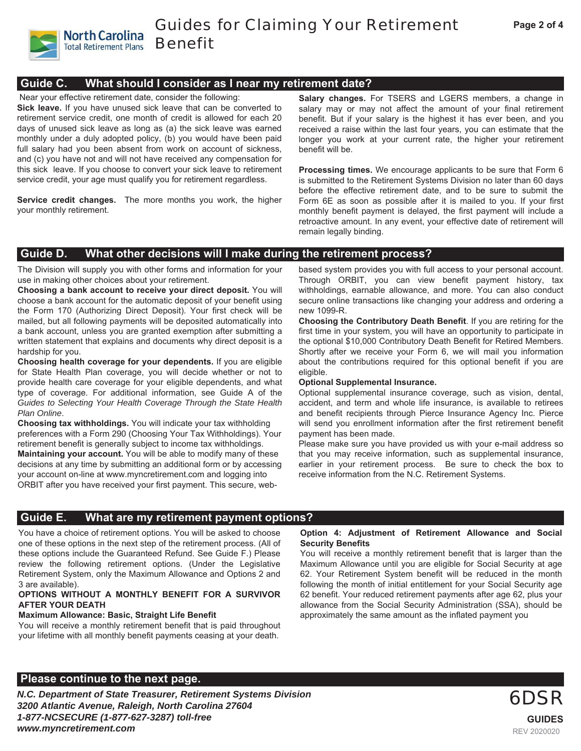## Guide C. What should I consider as I near my retirement date?

Near your effective retirement date, consider the following:

**Sick leave.** If you have unused sick leave that can be converted to retirement service credit, one month of credit is allowed for each 20 days of unused sick leave as long as (a) the sick leave was earned monthly under a duly adopted policy, (b) you would have been paid full salary had you been absent from work on account of sickness, and (c) you have not and will not have received any compensation for this sick leave. If you choose to convert your sick leave to retirement service credit, your age must qualify you for retirement regardless.

**Service credit changes.** The more months you work, the higher your monthly retirement.

**Salary changes.** For TSERS and LGERS members, a change in salary may or may not affect the amount of your final retirement benefit. But if your salary is the highest it has ever been, and you received a raise within the last four years, you can estimate that the longer you work at your current rate, the higher your retirement benefit will be.

**Processing times.** We encourage applicants to be sure that Form 6 is submitted to the Retirement Systems Division no later than 60 days before the effective retirement date, and to be sure to submit the Form 6E as soon as possible after it is mailed to you. If your first monthly benefit payment is delayed, the first payment will include a retroactive amount. In any event, your effective date of retirement will remain legally binding.

## Guide D. What other decisions will I make during the retirement process?

The Division will supply you with other forms and information for your use in making other choices about your retirement.

**Choosing a bank account to receive your direct deposit.** You will choose a bank account for the automatic deposit of your benefit using the Form 170 (Authorizing Direct Deposit). Your first check will be mailed, but all following payments will be deposited automatically into a bank account, unless you are granted exemption after submitting a written statement that explains and documents why direct deposit is a hardship for you.

**Choosing health coverage for your dependents.** If you are eligible for State Health Plan coverage, you will decide whether or not to provide health care coverage for your eligible dependents, and what type of coverage. For additional information, see Guide A of the *Guides to Selecting Your Health Coverage Through the State Health Plan Online*.

**Choosing tax withholdings.** You will indicate your tax withholding preferences with a Form 290 (Choosing Your Tax Withholdings). Your retirement benefit is generally subject to income tax withholdings.

**Maintaining your account.** You will be able to modify many of these decisions at any time by submitting an additional form or by accessing your account on-line at www.myncretirement.com and logging into ORBIT after you have received your first payment. This secure, web-based system provides you with full access to your personal account. Through ORBIT, you can view benefit payment history, tax withholdings, earnable allowance, and more. You can also conduct secure online transactions like changing your address and ordering a new 1099-R.

**Choosing the Contributory Death Benefit**. If you are retiring for the first time in your system, you will have an opportunity to participate in the optional $10,000 Contributory Death Benefit for Retired Members. Shortly after we receive your Form 6, we will mail you information about the contributions required for this optional benefit if you are eligible.

**Optional Supplemental Insurance.**

Optional supplemental insurance coverage, such as vision, dental, accident, and term and whole life insurance, is available to retirees and benefit recipients through Pierce Insurance Agency Inc. Pierce will send you enrollment information after the first retirement benefit payment has been made.

Please make sure you have provided us with your e-mail address so that you may receive information, such as supplemental insurance, earlier in your retirement process. Be sure to check the box to receive information from the N.C. Retirement Systems.

## Guide E. What are my retirement payment options?

You have a choice of retirement options. You will be asked to choose one of these options in the next step of the retirement process. (All of these options include the Guaranteed Refund. See Guide F.) Please review the following retirement options. (Under the Legislative Retirement System, only the Maximum Allowance and Options 2 and 3 are available).

**OPTIONS WITHOUT A MONTHLY BENEFIT FOR A SURVIVOR AFTER YOUR DEATH**

**Maximum Allowance: Basic, Straight Life Benefit**

You will receive a monthly retirement benefit that is paid throughout your lifetime with all monthly benefit payments ceasing at your death.

**Option 4: Adjustment of Retirement Allowance and Social Security Benefits**

You will receive a monthly retirement benefit that is larger than the Maximum Allowance until you are eligible for Social Security at age 62. Your Retirement System benefit will be reduced in the month following the month of initial entitlement for your Social Security age 62 benefit. Your reduced retirement payments after age 62, plus your allowance from the Social Security Administration (SSA), should be approximately the same amount as the inflated payment you

**Please continue to the next page.**

***N.C. Department of State Treasurer, Retirement Systems Division***
***3200 Atlantic Avenue, Raleigh, North Carolina 27604***
***1-877-NCSECURE (1-877-627-3287) toll-free***
***www.myncretirement.com***

6DSR
**GUIDES**
REV 2020020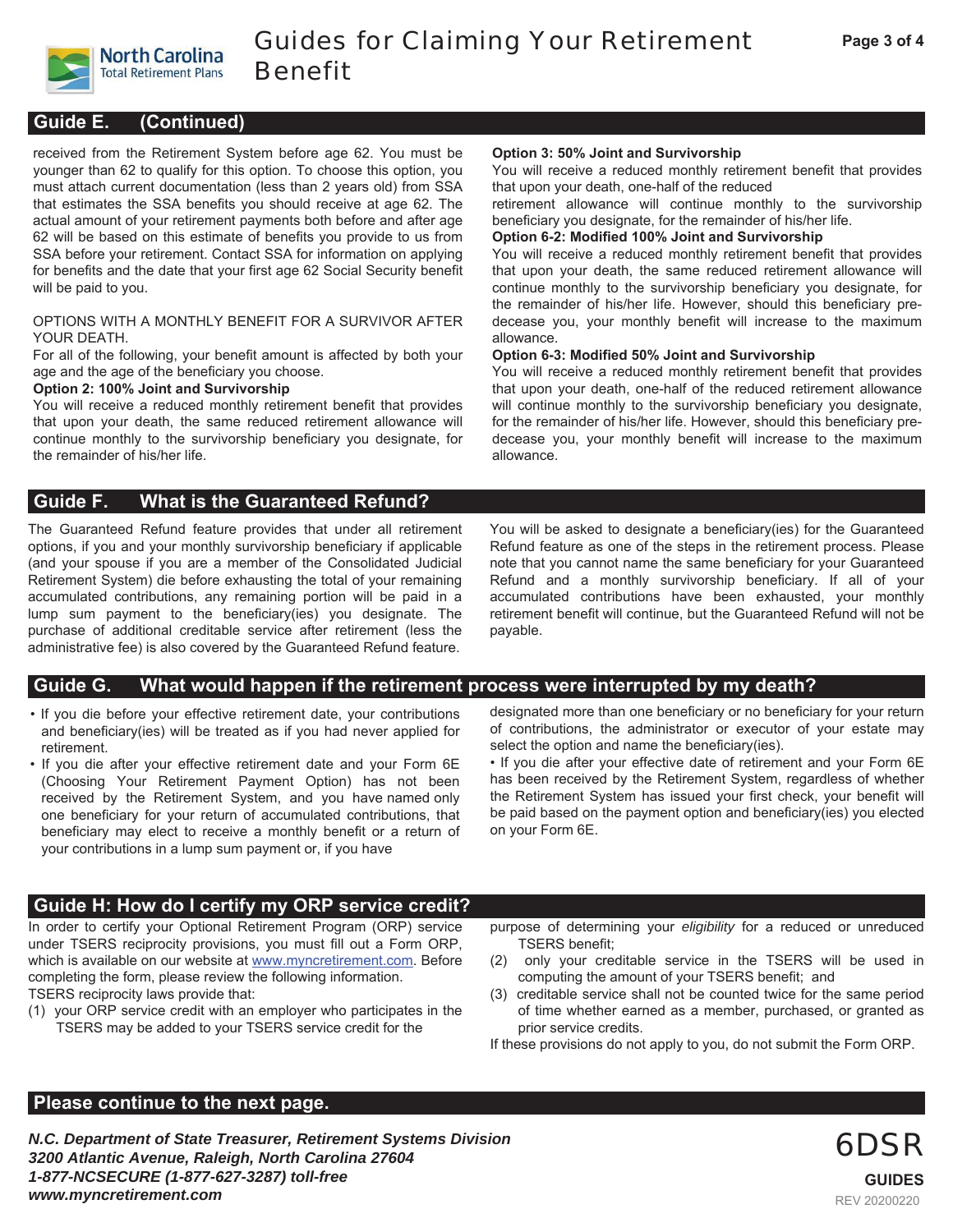## Guide E. (Continued)

received from the Retirement System before age 62. You must be younger than 62 to qualify for this option. To choose this option, you must attach current documentation (less than 2 years old) from SSA that estimates the SSA benefits you should receive at age 62. The actual amount of your retirement payments both before and after age 62 will be based on this estimate of benefits you provide to us from SSA before your retirement. Contact SSA for information on applying for benefits and the date that your first age 62 Social Security benefit will be paid to you.

OPTIONS WITH A MONTHLY BENEFIT FOR A SURVIVOR AFTER YOUR DEATH.

For all of the following, your benefit amount is affected by both your age and the age of the beneficiary you choose.

**Option 2: 100% Joint and Survivorship**

You will receive a reduced monthly retirement benefit that provides that upon your death, the same reduced retirement allowance will continue monthly to the survivorship beneficiary you designate, for the remainder of his/her life.

**Option 3: 50% Joint and Survivorship**

You will receive a reduced monthly retirement benefit that provides that upon your death, one-half of the reduced retirement allowance will continue monthly to the survivorship beneficiary you designate, for the remainder of his/her life.

**Option 6-2: Modified 100% Joint and Survivorship**

You will receive a reduced monthly retirement benefit that provides that upon your death, the same reduced retirement allowance will continue monthly to the survivorship beneficiary you designate, for the remainder of his/her life. However, should this beneficiary pre-decease you, your monthly benefit will increase to the maximum allowance.

**Option 6-3: Modified 50% Joint and Survivorship**

You will receive a reduced monthly retirement benefit that provides that upon your death, one-half of the reduced retirement allowance will continue monthly to the survivorship beneficiary you designate, for the remainder of his/her life. However, should this beneficiary pre-decease you, your monthly benefit will increase to the maximum allowance.

## Guide F. What is the Guaranteed Refund?

The Guaranteed Refund feature provides that under all retirement options, if you and your monthly survivorship beneficiary if applicable (and your spouse if you are a member of the Consolidated Judicial Retirement System) die before exhausting the total of your remaining accumulated contributions, any remaining portion will be paid in a lump sum payment to the beneficiary(ies) you designate. The purchase of additional creditable service after retirement (less the administrative fee) is also covered by the Guaranteed Refund feature.

You will be asked to designate a beneficiary(ies) for the Guaranteed Refund feature as one of the steps in the retirement process. Please note that you cannot name the same beneficiary for your Guaranteed Refund and a monthly survivorship beneficiary. If all of your accumulated contributions have been exhausted, your monthly retirement benefit will continue, but the Guaranteed Refund will not be payable.

## Guide G. What would happen if the retirement process were interrupted by my death?

- If you die before your effective retirement date, your contributions and beneficiary(ies) will be treated as if you had never applied for retirement.
- If you die after your effective retirement date and your Form 6E (Choosing Your Retirement Payment Option) has not been received by the Retirement System, and you have named only one beneficiary for your return of accumulated contributions, that beneficiary may elect to receive a monthly benefit or a return of your contributions in a lump sum payment or, if you have designated more than one beneficiary or no beneficiary for your return of contributions, the administrator or executor of your estate may select the option and name the beneficiary(ies).
- If you die after your effective date of retirement and your Form 6E has been received by the Retirement System, regardless of whether the Retirement System has issued your first check, your benefit will be paid based on the payment option and beneficiary(ies) you elected on your Form 6E.

## Guide H: How do I certify my ORP service credit?

In order to certify your Optional Retirement Program (ORP) service under TSERS reciprocity provisions, you must fill out a Form ORP, which is available on our website at www.myncretirement.com. Before completing the form, please review the following information.

TSERS reciprocity laws provide that:

(1) your ORP service credit with an employer who participates in the TSERS may be added to your TSERS service credit for the purpose of determining your *eligibility* for a reduced or unreduced TSERS benefit;

(2) only your creditable service in the TSERS will be used in computing the amount of your TSERS benefit; and

(3) creditable service shall not be counted twice for the same period of time whether earned as a member, purchased, or granted as prior service credits.

If these provisions do not apply to you, do not submit the Form ORP.

## Please continue to the next page.

***N.C. Department of State Treasurer, Retirement Systems Division***
***3200 Atlantic Avenue, Raleigh, North Carolina 27604***
***1-877-NCSECURE (1-877-627-3287) toll-free***
***www.myncretirement.com***

6DSR
**GUIDES**
REV 20200220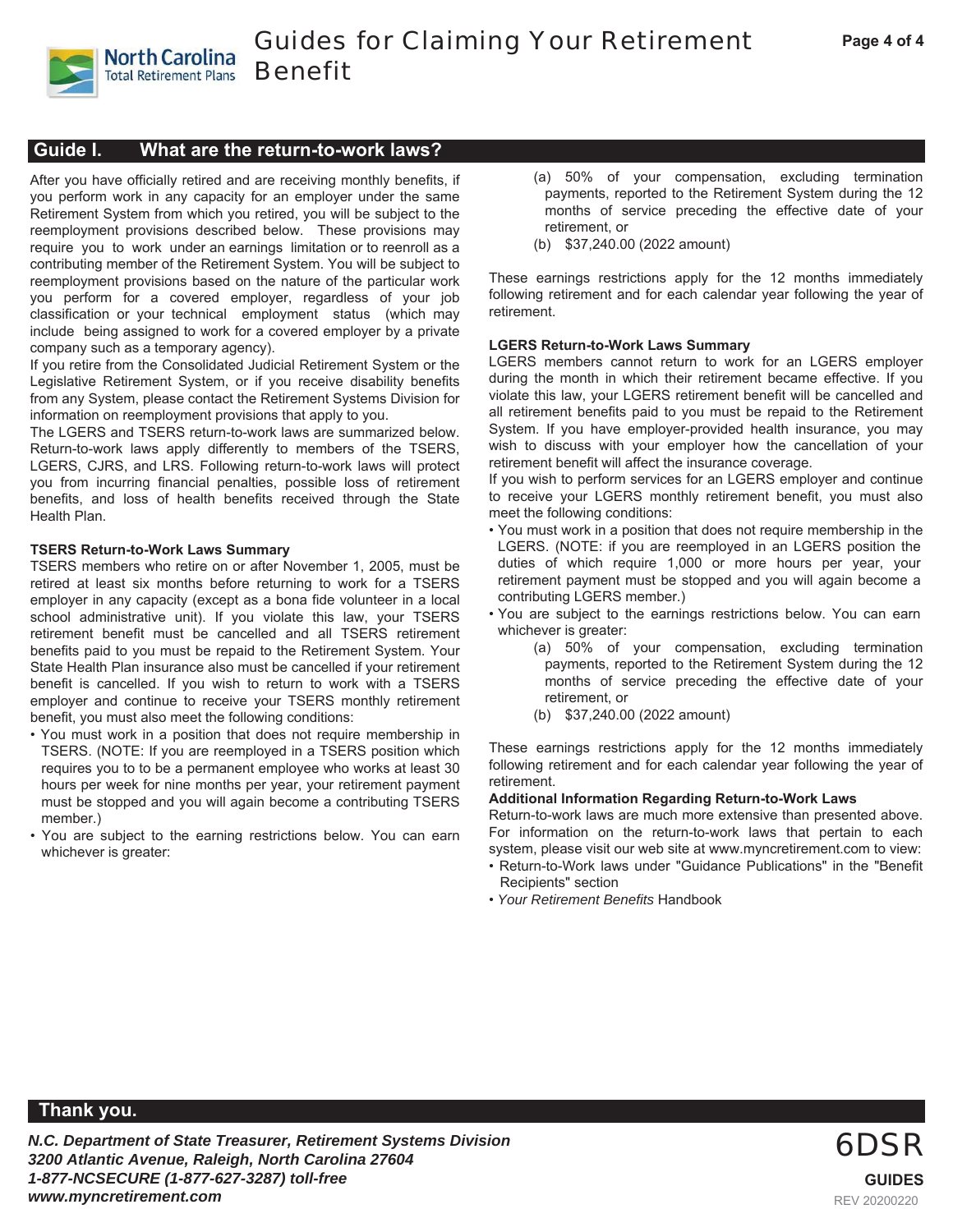## Guide I. What are the return-to-work laws?

After you have officially retired and are receiving monthly benefits, if you perform work in any capacity for an employer under the same Retirement System from which you retired, you will be subject to the reemployment provisions described below. These provisions may require you to work under an earnings limitation or to reenroll as a contributing member of the Retirement System. You will be subject to reemployment provisions based on the nature of the particular work you perform for a covered employer, regardless of your job classification or your technical employment status (which may include being assigned to work for a covered employer by a private company such as a temporary agency).

If you retire from the Consolidated Judicial Retirement System or the Legislative Retirement System, or if you receive disability benefits from any System, please contact the Retirement Systems Division for information on reemployment provisions that apply to you.

The LGERS and TSERS return-to-work laws are summarized below. Return-to-work laws apply differently to members of the TSERS, LGERS, CJRS, and LRS. Following return-to-work laws will protect you from incurring financial penalties, possible loss of retirement benefits, and loss of health benefits received through the State Health Plan.

**TSERS Return-to-Work Laws Summary**

TSERS members who retire on or after November 1, 2005, must be retired at least six months before returning to work for a TSERS employer in any capacity (except as a bona fide volunteer in a local school administrative unit). If you violate this law, your TSERS retirement benefit must be cancelled and all TSERS retirement benefits paid to you must be repaid to the Retirement System. Your State Health Plan insurance also must be cancelled if your retirement benefit is cancelled. If you wish to return to work with a TSERS employer and continue to receive your TSERS monthly retirement benefit, you must also meet the following conditions:

- You must work in a position that does not require membership in TSERS. (NOTE: If you are reemployed in a TSERS position which requires you to to be a permanent employee who works at least 30 hours per week for nine months per year, your retirement payment must be stopped and you will again become a contributing TSERS member.)
- You are subject to the earning restrictions below. You can earn whichever is greater:
  - (a) 50% of your compensation, excluding termination payments, reported to the Retirement System during the 12 months of service preceding the effective date of your retirement, or
  - (b) $37,240.00 (2022 amount)

These earnings restrictions apply for the 12 months immediately following retirement and for each calendar year following the year of retirement.

**LGERS Return-to-Work Laws Summary**

LGERS members cannot return to work for an LGERS employer during the month in which their retirement became effective. If you violate this law, your LGERS retirement benefit will be cancelled and all retirement benefits paid to you must be repaid to the Retirement System. If you have employer-provided health insurance, you may wish to discuss with your employer how the cancellation of your retirement benefit will affect the insurance coverage.

If you wish to perform services for an LGERS employer and continue to receive your LGERS monthly retirement benefit, you must also meet the following conditions:

- You must work in a position that does not require membership in the LGERS. (NOTE: if you are reemployed in an LGERS position the duties of which require 1,000 or more hours per year, your retirement payment must be stopped and you will again become a contributing LGERS member.)
- You are subject to the earnings restrictions below. You can earn whichever is greater:
  - (a) 50% of your compensation, excluding termination payments, reported to the Retirement System during the 12 months of service preceding the effective date of your retirement, or
  - (b) $37,240.00 (2022 amount)

These earnings restrictions apply for the 12 months immediately following retirement and for each calendar year following the year of retirement.

**Additional Information Regarding Return-to-Work Laws**

Return-to-work laws are much more extensive than presented above. For information on the return-to-work laws that pertain to each system, please visit our web site at www.myncretirement.com to view:

- Return-to-Work laws under "Guidance Publications" in the "Benefit Recipients" section
- *Your Retirement Benefits* Handbook

## Thank you.

***N.C. Department of State Treasurer, Retirement Systems Division***
***3200 Atlantic Avenue, Raleigh, North Carolina 27604***
***1-877-NCSECURE (1-877-627-3287) toll-free***
***www.myncretirement.com***

6DSR
**GUIDES**
REV 20200220